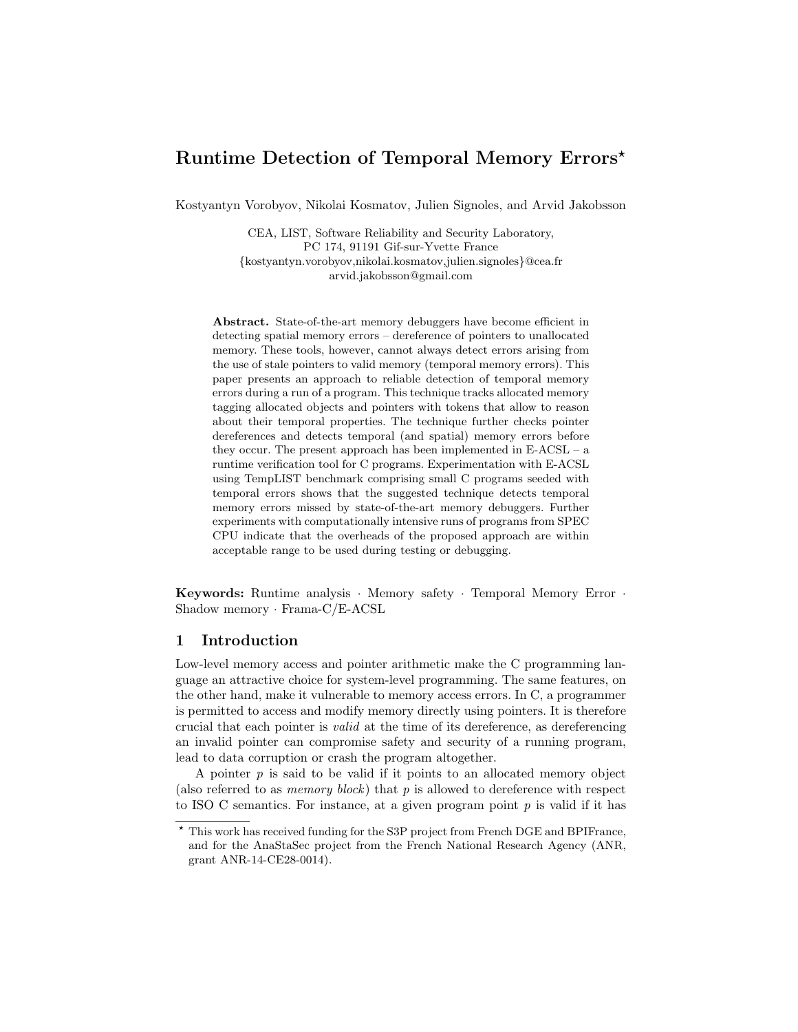# Runtime Detection of Temporal Memory Errors*

Kostyantyn Vorobyov, Nikolai Kosmatov, Julien Signoles, and Arvid Jakobsson

CEA, LIST, Software Reliability and Security Laboratory,
PC 174, 91191 Gif-sur-Yvette France
{kostyantyn.vorobyov,nikolai.kosmatov,julien.signoles}@cea.fr
arvid.jakobsson@gmail.com

**Abstract.** State-of-the-art memory debuggers have become efficient in detecting spatial memory errors – dereference of pointers to unallocated memory. These tools, however, cannot always detect errors arising from the use of stale pointers to valid memory (temporal memory errors). This paper presents an approach to reliable detection of temporal memory errors during a run of a program. This technique tracks allocated memory tagging allocated objects and pointers with tokens that allow to reason about their temporal properties. The technique further checks pointer dereferences and detects temporal (and spatial) memory errors before they occur. The present approach has been implemented in E-ACSL – a runtime verification tool for C programs. Experimentation with E-ACSL using TempLIST benchmark comprising small C programs seeded with temporal errors shows that the suggested technique detects temporal memory errors missed by state-of-the-art memory debuggers. Further experiments with computationally intensive runs of programs from SPEC CPU indicate that the overheads of the proposed approach are within acceptable range to be used during testing or debugging.

**Keywords:** Runtime analysis · Memory safety · Temporal Memory Error · Shadow memory · Frama-C/E-ACSL

## 1 Introduction

Low-level memory access and pointer arithmetic make the C programming language an attractive choice for system-level programming. The same features, on the other hand, make it vulnerable to memory access errors. In C, a programmer is permitted to access and modify memory directly using pointers. It is therefore crucial that each pointer is *valid* at the time of its dereference, as dereferencing an invalid pointer can compromise safety and security of a running program, lead to data corruption or crash the program altogether.

A pointer $p$ is said to be valid if it points to an allocated memory object (also referred to as *memory block*) that $p$ is allowed to dereference with respect to ISO C semantics. For instance, at a given program point $p$ is valid if it has

* This work has received funding for the S3P project from French DGE and BPIFrance, and for the AnaStaSec project from the French National Research Agency (ANR, grant ANR-14-CE28-0014).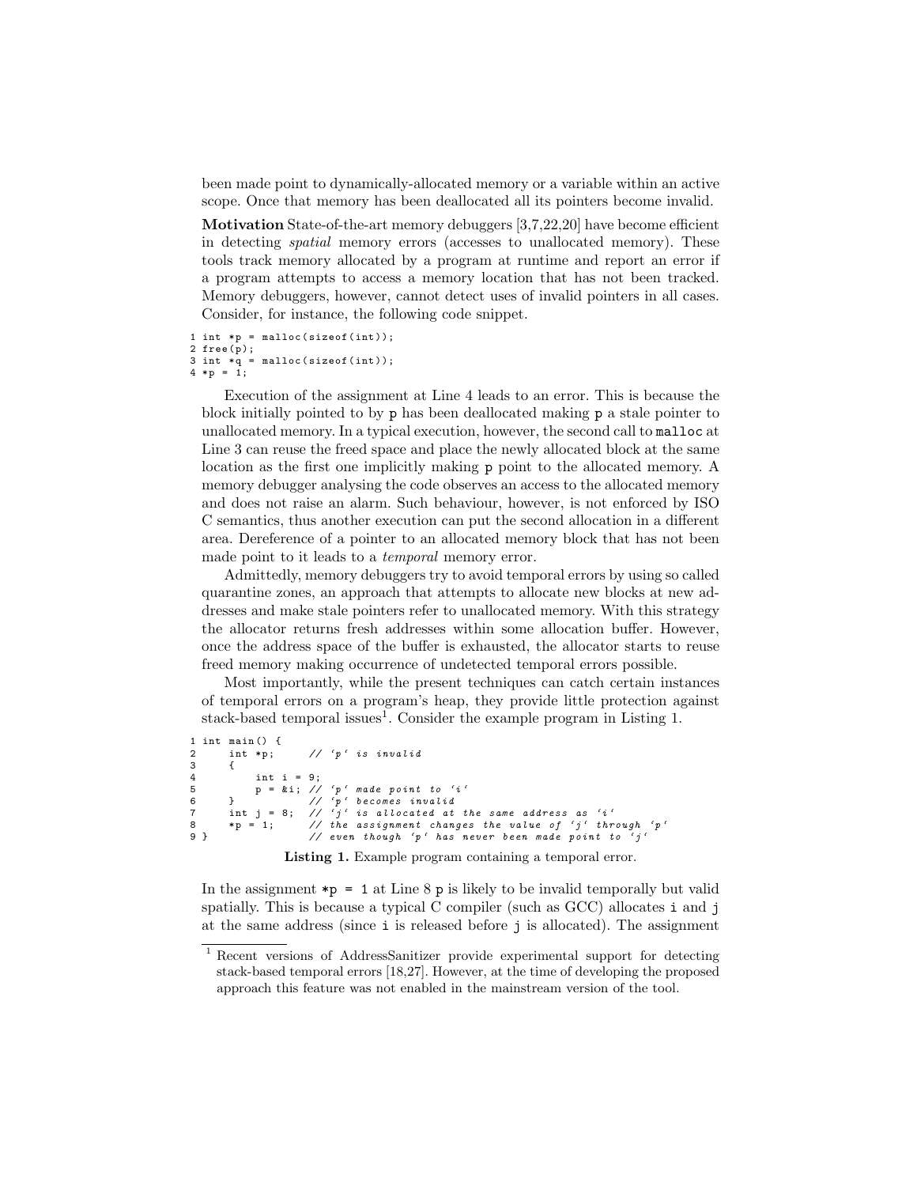been made point to dynamically-allocated memory or a variable within an active scope. Once that memory has been deallocated all its pointers become invalid.

**Motivation** State-of-the-art memory debuggers [3,7,22,20] have become efficient in detecting *spatial* memory errors (accesses to unallocated memory). These tools track memory allocated by a program at runtime and report an error if a program attempts to access a memory location that has not been tracked. Memory debuggers, however, cannot detect uses of invalid pointers in all cases. Consider, for instance, the following code snippet.

```
1 int *p = malloc(sizeof(int));
2 free(p);
3 int *q = malloc(sizeof(int));
4 *p = 1;
```

Execution of the assignment at Line 4 leads to an error. This is because the block initially pointed to by `p` has been deallocated making `p` a stale pointer to unallocated memory. In a typical execution, however, the second call to `malloc` at Line 3 can reuse the freed space and place the newly allocated block at the same location as the first one implicitly making `p` point to the allocated memory. A memory debugger analysing the code observes an access to the allocated memory and does not raise an alarm. Such behaviour, however, is not enforced by ISO C semantics, thus another execution can put the second allocation in a different area. Dereference of a pointer to an allocated memory block that has not been made point to it leads to a *temporal* memory error.

Admittedly, memory debuggers try to avoid temporal errors by using so called quarantine zones, an approach that attempts to allocate new blocks at new addresses and make stale pointers refer to unallocated memory. With this strategy the allocator returns fresh addresses within some allocation buffer. However, once the address space of the buffer is exhausted, the allocator starts to reuse freed memory making occurrence of undetected temporal errors possible.

Most importantly, while the present techniques can catch certain instances of temporal errors on a program's heap, they provide little protection against stack-based temporal issues[1]. Consider the example program in Listing 1.

```
1 int main() {
2     int *p;      // 'p' is invalid
3     {
4         int i = 9;
5         p = &i; // 'p' made point to 'i'
6     }           // 'p' becomes invalid
7     int j = 8;  // 'j' is allocated at the same address as 'i'
8     *p = 1;     // the assignment changes the value of 'j' through 'p'
9 }               // even though 'p' has never been made point to 'j'
```

**Listing 1.** Example program containing a temporal error.

In the assignment `*p = 1` at Line 8 `p` is likely to be invalid temporally but valid spatially. This is because a typical C compiler (such as GCC) allocates `i` and `j` at the same address (since `i` is released before `j` is allocated). The assignment

[1] Recent versions of AddressSanitizer provide experimental support for detecting stack-based temporal errors [18,27]. However, at the time of developing the proposed approach this feature was not enabled in the mainstream version of the tool.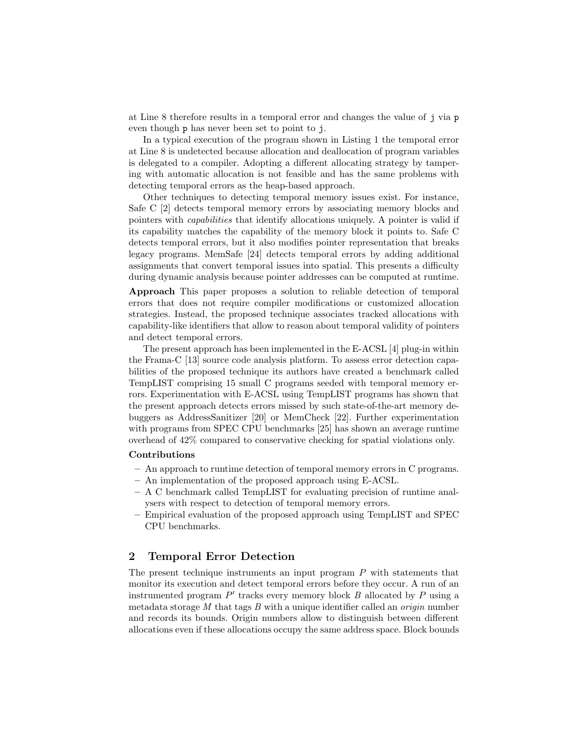at Line 8 therefore results in a temporal error and changes the value of `j` via `p` even though `p` has never been set to point to `j`.

In a typical execution of the program shown in Listing 1 the temporal error at Line 8 is undetected because allocation and deallocation of program variables is delegated to a compiler. Adopting a different allocating strategy by tampering with automatic allocation is not feasible and has the same problems with detecting temporal errors as the heap-based approach.

Other techniques to detecting temporal memory issues exist. For instance, Safe C [2] detects temporal memory errors by associating memory blocks and pointers with *capabilities* that identify allocations uniquely. A pointer is valid if its capability matches the capability of the memory block it points to. Safe C detects temporal errors, but it also modifies pointer representation that breaks legacy programs. MemSafe [24] detects temporal errors by adding additional assignments that convert temporal issues into spatial. This presents a difficulty during dynamic analysis because pointer addresses can be computed at runtime.

**Approach** This paper proposes a solution to reliable detection of temporal errors that does not require compiler modifications or customized allocation strategies. Instead, the proposed technique associates tracked allocations with capability-like identifiers that allow to reason about temporal validity of pointers and detect temporal errors.

The present approach has been implemented in the E-ACSL [4] plug-in within the Frama-C [13] source code analysis platform. To assess error detection capabilities of the proposed technique its authors have created a benchmark called TempLIST comprising 15 small C programs seeded with temporal memory errors. Experimentation with E-ACSL using TempLIST programs has shown that the present approach detects errors missed by such state-of-the-art memory debuggers as AddressSanitizer [20] or MemCheck [22]. Further experimentation with programs from SPEC CPU benchmarks [25] has shown an average runtime overhead of 42% compared to conservative checking for spatial violations only.

**Contributions**

- An approach to runtime detection of temporal memory errors in C programs.
- An implementation of the proposed approach using E-ACSL.
- A C benchmark called TempLIST for evaluating precision of runtime analysers with respect to detection of temporal memory errors.
- Empirical evaluation of the proposed approach using TempLIST and SPEC CPU benchmarks.

## 2 Temporal Error Detection

The present technique instruments an input program $P$ with statements that monitor its execution and detect temporal errors before they occur. A run of an instrumented program $P'$ tracks every memory block $B$ allocated by $P$ using a metadata storage $M$ that tags $B$ with a unique identifier called an *origin* number and records its bounds. Origin numbers allow to distinguish between different allocations even if these allocations occupy the same address space. Block bounds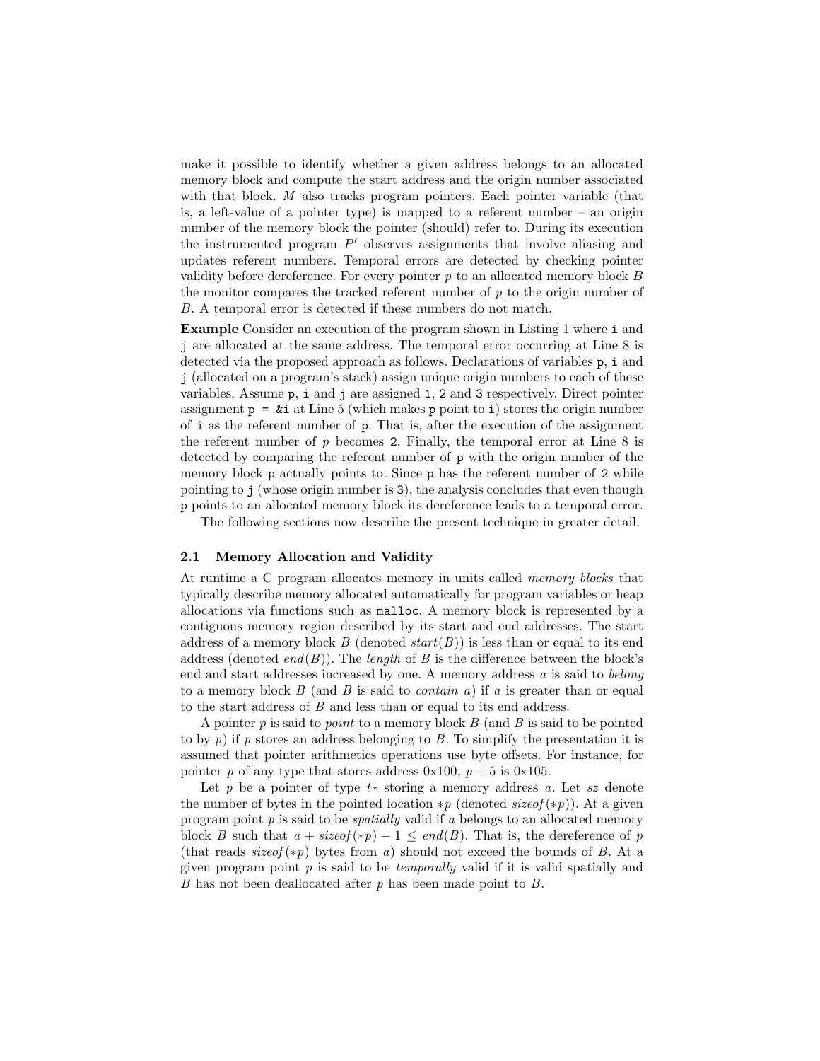make it possible to identify whether a given address belongs to an allocated memory block and compute the start address and the origin number associated with that block. $M$ also tracks program pointers. Each pointer variable (that is, a left-value of a pointer type) is mapped to a referent number – an origin number of the memory block the pointer (should) refer to. During its execution the instrumented program $P'$ observes assignments that involve aliasing and updates referent numbers. Temporal errors are detected by checking pointer validity before dereference. For every pointer $p$ to an allocated memory block $B$ the monitor compares the tracked referent number of $p$ to the origin number of $B$. A temporal error is detected if these numbers do not match.

**Example** Consider an execution of the program shown in Listing 1 where `i` and `j` are allocated at the same address. The temporal error occurring at Line 8 is detected via the proposed approach as follows. Declarations of variables `p`, `i` and `j` (allocated on a program's stack) assign unique origin numbers to each of these variables. Assume `p`, `i` and `j` are assigned `1`, `2` and `3` respectively. Direct pointer assignment `p = &i` at Line 5 (which makes `p` point to `i`) stores the origin number of `i` as the referent number of `p`. That is, after the execution of the assignment the referent number of $p$ becomes `2`. Finally, the temporal error at Line 8 is detected by comparing the referent number of `p` with the origin number of the memory block `p` actually points to. Since `p` has the referent number of `2` while pointing to `j` (whose origin number is `3`), the analysis concludes that even though `p` points to an allocated memory block its dereference leads to a temporal error.

The following sections now describe the present technique in greater detail.

### 2.1 Memory Allocation and Validity

At runtime a C program allocates memory in units called *memory blocks* that typically describe memory allocated automatically for program variables or heap allocations via functions such as `malloc`. A memory block is represented by a contiguous memory region described by its start and end addresses. The start address of a memory block $B$ (denoted $start(B)$) is less than or equal to its end address (denoted $end(B)$). The *length* of $B$ is the difference between the block's end and start addresses increased by one. A memory address $a$ is said to *belong* to a memory block $B$ (and $B$ is said to *contain* $a$) if $a$ is greater than or equal to the start address of $B$ and less than or equal to its end address.

A pointer $p$ is said to *point* to a memory block $B$ (and $B$ is said to be pointed to by $p$) if $p$ stores an address belonging to $B$. To simplify the presentation it is assumed that pointer arithmetics operations use byte offsets. For instance, for pointer $p$ of any type that stores address 0x100, $p + 5$ is 0x105.

Let $p$ be a pointer of type $t*$ storing a memory address $a$. Let $sz$ denote the number of bytes in the pointed location $*p$ (denoted $sizeof(*p)$). At a given program point $p$ is said to be *spatially* valid if $a$ belongs to an allocated memory block $B$ such that $a + sizeof(*p) - 1 \leq end(B)$. That is, the dereference of $p$ (that reads $sizeof(*p)$ bytes from $a$) should not exceed the bounds of $B$. At a given program point $p$ is said to be *temporally* valid if it is valid spatially and $B$ has not been deallocated after $p$ has been made point to $B$.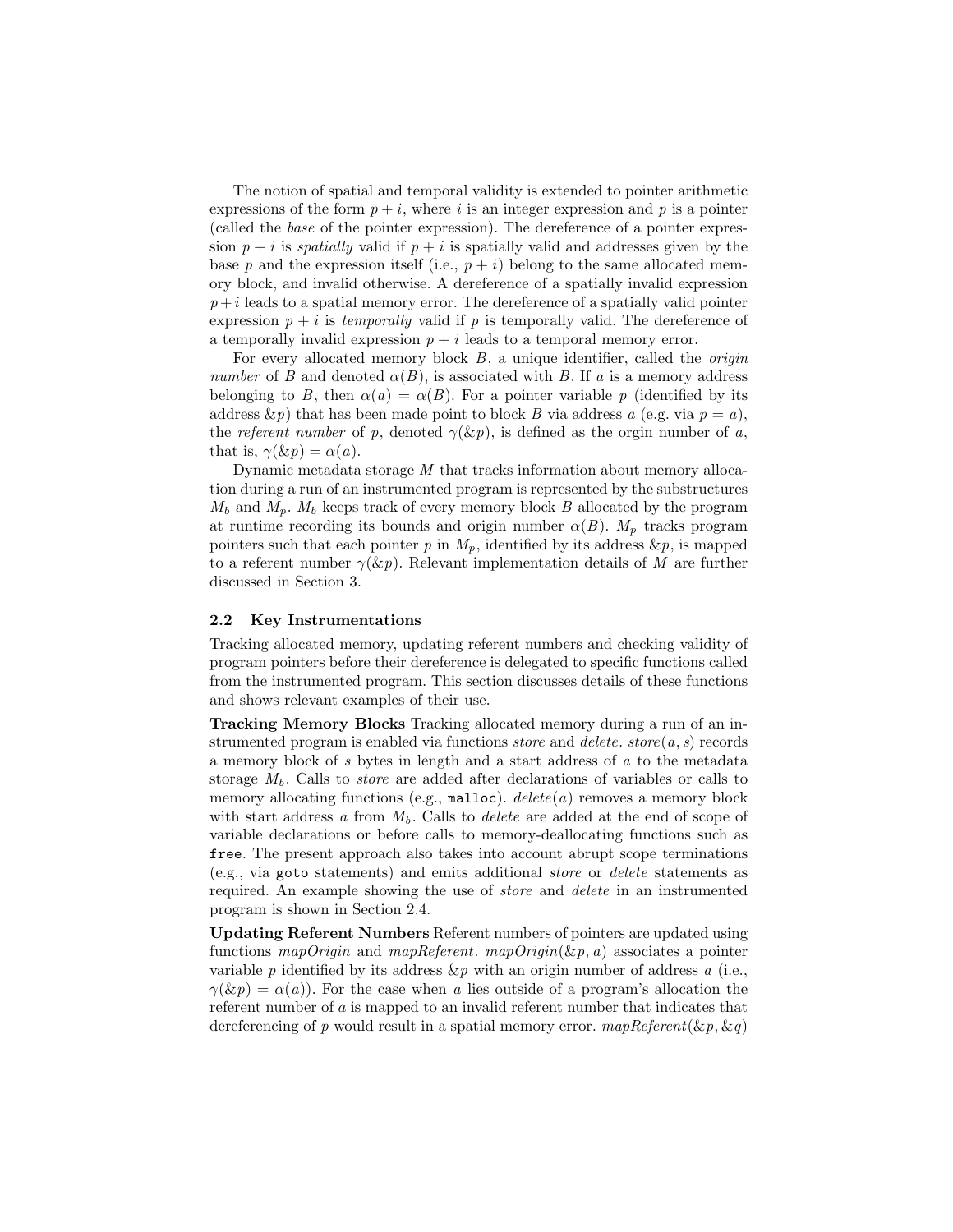The notion of spatial and temporal validity is extended to pointer arithmetic expressions of the form $p + i$, where $i$ is an integer expression and $p$ is a pointer (called the *base* of the pointer expression). The dereference of a pointer expression $p + i$ is *spatially* valid if $p + i$ is spatially valid and addresses given by the base $p$ and the expression itself (i.e., $p + i$) belong to the same allocated memory block, and invalid otherwise. A dereference of a spatially invalid expression $p + i$ leads to a spatial memory error. The dereference of a spatially valid pointer expression $p + i$ is *temporally* valid if $p$ is temporally valid. The dereference of a temporally invalid expression $p + i$ leads to a temporal memory error.

For every allocated memory block $B$, a unique identifier, called the *origin number* of $B$ and denoted $\alpha(B)$, is associated with $B$. If $a$ is a memory address belonging to $B$, then $\alpha(a) = \alpha(B)$. For a pointer variable $p$ (identified by its address $\&p$) that has been made point to block $B$ via address $a$ (e.g. via $p = a$), the *referent number* of $p$, denoted $\gamma(\&p)$, is defined as the orgin number of $a$, that is, $\gamma(\&p) = \alpha(a)$.

Dynamic metadata storage $M$ that tracks information about memory allocation during a run of an instrumented program is represented by the substructures $M_b$ and $M_p$. $M_b$ keeps track of every memory block $B$ allocated by the program at runtime recording its bounds and origin number $\alpha(B)$. $M_p$ tracks program pointers such that each pointer $p$ in $M_p$, identified by its address $\&p$, is mapped to a referent number $\gamma(\&p)$. Relevant implementation details of $M$ are further discussed in Section 3.

### 2.2 Key Instrumentations

Tracking allocated memory, updating referent numbers and checking validity of program pointers before their dereference is delegated to specific functions called from the instrumented program. This section discusses details of these functions and shows relevant examples of their use.

**Tracking Memory Blocks** Tracking allocated memory during a run of an instrumented program is enabled via functions *store* and *delete*. $store(a, s)$ records a memory block of $s$ bytes in length and a start address of $a$ to the metadata storage $M_b$. Calls to *store* are added after declarations of variables or calls to memory allocating functions (e.g., `malloc`). $delete(a)$ removes a memory block with start address $a$ from $M_b$. Calls to *delete* are added at the end of scope of variable declarations or before calls to memory-deallocating functions such as `free`. The present approach also takes into account abrupt scope terminations (e.g., via `goto` statements) and emits additional *store* or *delete* statements as required. An example showing the use of *store* and *delete* in an instrumented program is shown in Section 2.4.

**Updating Referent Numbers** Referent numbers of pointers are updated using functions *mapOrigin* and *mapReferent*. $mapOrigin(\&p, a)$ associates a pointer variable $p$ identified by its address $\&p$ with an origin number of address $a$ (i.e., $\gamma(\&p) = \alpha(a)$). For the case when $a$ lies outside of a program's allocation the referent number of $a$ is mapped to an invalid referent number that indicates that dereferencing of $p$ would result in a spatial memory error. $mapReferent(\&p, \&q)$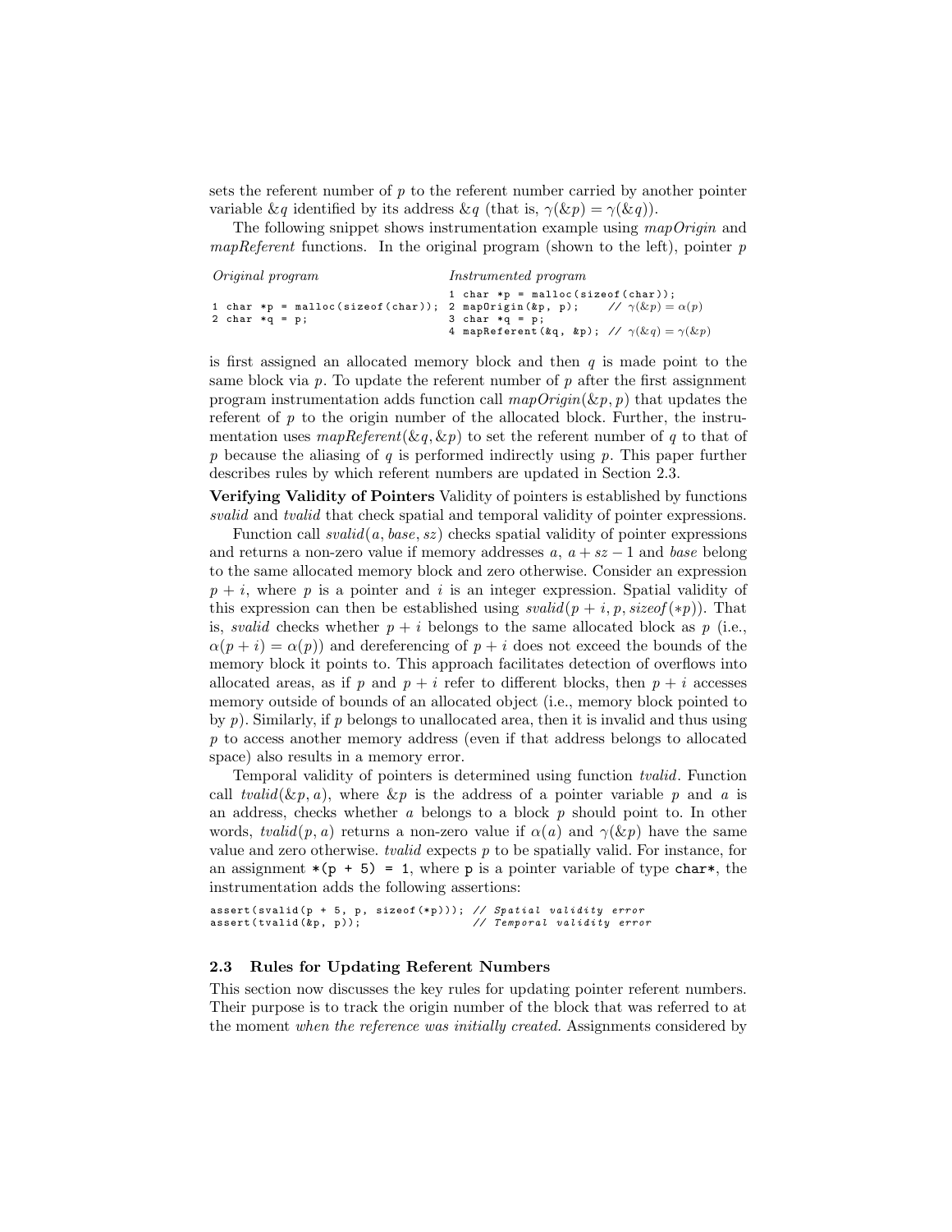sets the referent number of $p$ to the referent number carried by another pointer variable $\&q$ identified by its address $\&q$ (that is, $\gamma(\&p) = \gamma(\&q)$).

The following snippet shows instrumentation example using *mapOrigin* and *mapReferent* functions. In the original program (shown to the left), pointer $p$

*Original program*

```
1 char *p = malloc(sizeof(char));
2 char *q = p;
```

*Instrumented program*

```
1 char *p = malloc(sizeof(char));
2 mapOrigin(&p, p);     // γ(&p) = α(p)
3 char *q = p;
4 mapReferent(&q, &p); // γ(&q) = γ(&p)
```

is first assigned an allocated memory block and then $q$ is made point to the same block via $p$. To update the referent number of $p$ after the first assignment program instrumentation adds function call $mapOrigin(\&p, p)$ that updates the referent of $p$ to the origin number of the allocated block. Further, the instrumentation uses $mapReferent(\&q, \&p)$ to set the referent number of $q$ to that of $p$ because the aliasing of $q$ is performed indirectly using $p$. This paper further describes rules by which referent numbers are updated in Section 2.3.

**Verifying Validity of Pointers** Validity of pointers is established by functions *svalid* and *tvalid* that check spatial and temporal validity of pointer expressions.

Function call $svalid(a, base, sz)$ checks spatial validity of pointer expressions and returns a non-zero value if memory addresses $a$, $a + sz - 1$ and $base$ belong to the same allocated memory block and zero otherwise. Consider an expression $p + i$, where $p$ is a pointer and $i$ is an integer expression. Spatial validity of this expression can then be established using $svalid(p + i, p, sizeof(*p))$. That is, *svalid* checks whether $p + i$ belongs to the same allocated block as $p$ (i.e., $\alpha(p + i) = \alpha(p)$) and dereferencing of $p + i$ does not exceed the bounds of the memory block it points to. This approach facilitates detection of overflows into allocated areas, as if $p$ and $p + i$ refer to different blocks, then $p + i$ accesses memory outside of bounds of an allocated object (i.e., memory block pointed to by $p$). Similarly, if $p$ belongs to unallocated area, then it is invalid and thus using $p$ to access another memory address (even if that address belongs to allocated space) also results in a memory error.

Temporal validity of pointers is determined using function *tvalid*. Function call $tvalid(\&p, a)$, where $\&p$ is the address of a pointer variable $p$ and $a$ is an address, checks whether $a$ belongs to a block $p$ should point to. In other words, $tvalid(p, a)$ returns a non-zero value if $\alpha(a)$ and $\gamma(\&p)$ have the same value and zero otherwise. *tvalid* expects $p$ to be spatially valid. For instance, for an assignment `*(p + 5) = 1`, where `p` is a pointer variable of type `char*`, the instrumentation adds the following assertions:

```
assert(svalid(p + 5, p, sizeof(*p))); // Spatial validity error
assert(tvalid(&p, p));                // Temporal validity error
```

### 2.3 Rules for Updating Referent Numbers

This section now discusses the key rules for updating pointer referent numbers. Their purpose is to track the origin number of the block that was referred to at the moment *when the reference was initially created.* Assignments considered by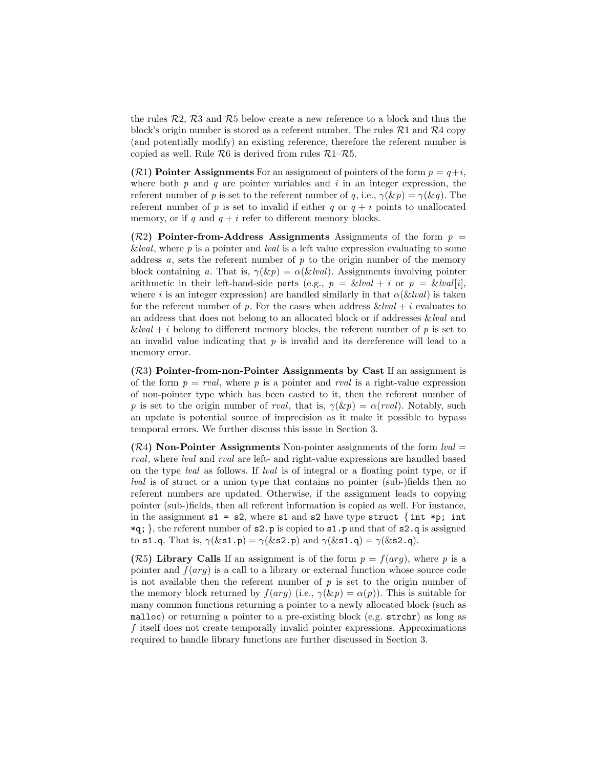the rules $\mathcal{R}2$, $\mathcal{R}3$ and $\mathcal{R}5$ below create a new reference to a block and thus the block's origin number is stored as a referent number. The rules $\mathcal{R}1$ and $\mathcal{R}4$ copy (and potentially modify) an existing reference, therefore the referent number is copied as well. Rule $\mathcal{R}6$ is derived from rules $\mathcal{R}1$–$\mathcal{R}5$.

**($\mathcal{R}1$) Pointer Assignments** For an assignment of pointers of the form $p = q+i$, where both $p$ and $q$ are pointer variables and $i$ in an integer expression, the referent number of $p$ is set to the referent number of $q$, i.e., $\gamma(\&p) = \gamma(\&q)$. The referent number of $p$ is set to invalid if either $q$ or $q + i$ points to unallocated memory, or if $q$ and $q + i$ refer to different memory blocks.

**($\mathcal{R}2$) Pointer-from-Address Assignments** Assignments of the form $p = \&lval$, where $p$ is a pointer and $lval$ is a left value expression evaluating to some address $a$, sets the referent number of $p$ to the origin number of the memory block containing $a$. That is, $\gamma(\&p) = \alpha(\&lval)$. Assignments involving pointer arithmetic in their left-hand-side parts (e.g., $p = \&lval + i$ or $p = \&lval[i]$, where $i$ is an integer expression) are handled similarly in that $\alpha(\&lval)$ is taken for the referent number of $p$. For the cases when address $\&lval + i$ evaluates to an address that does not belong to an allocated block or if addresses $\&lval$ and $\&lval + i$ belong to different memory blocks, the referent number of $p$ is set to an invalid value indicating that $p$ is invalid and its dereference will lead to a memory error.

**($\mathcal{R}3$) Pointer-from-non-Pointer Assignments by Cast** If an assignment is of the form $p = rval$, where $p$ is a pointer and $rval$ is a right-value expression of non-pointer type which has been casted to it, then the referent number of $p$ is set to the origin number of $rval$, that is, $\gamma(\&p) = \alpha(rval)$. Notably, such an update is potential source of imprecision as it make it possible to bypass temporal errors. We further discuss this issue in Section 3.

**($\mathcal{R}4$) Non-Pointer Assignments** Non-pointer assignments of the form $lval = rval$, where $lval$ and $rval$ are left- and right-value expressions are handled based on the type $lval$ as follows. If $lval$ is of integral or a floating point type, or if $lval$ is of struct or a union type that contains no pointer (sub-)fields then no referent numbers are updated. Otherwise, if the assignment leads to copying pointer (sub-)fields, then all referent information is copied as well. For instance, in the assignment `s1 = s2`, where `s1` and `s2` have type `struct { int *p; int *q; }`, the referent number of `s2.p` is copied to `s1.p` and that of `s2.q` is assigned to `s1.q`. That is, $\gamma(\&\texttt{s1.p}) = \gamma(\&\texttt{s2.p})$ and $\gamma(\&\texttt{s1.q}) = \gamma(\&\texttt{s2.q})$.

**($\mathcal{R}5$) Library Calls** If an assignment is of the form $p = f(arg)$, where $p$ is a pointer and $f(arg)$ is a call to a library or external function whose source code is not available then the referent number of $p$ is set to the origin number of the memory block returned by $f(arg)$ (i.e., $\gamma(\&p) = \alpha(p)$). This is suitable for many common functions returning a pointer to a newly allocated block (such as `malloc`) or returning a pointer to a pre-existing block (e.g. `strchr`) as long as $f$ itself does not create temporally invalid pointer expressions. Approximations required to handle library functions are further discussed in Section 3.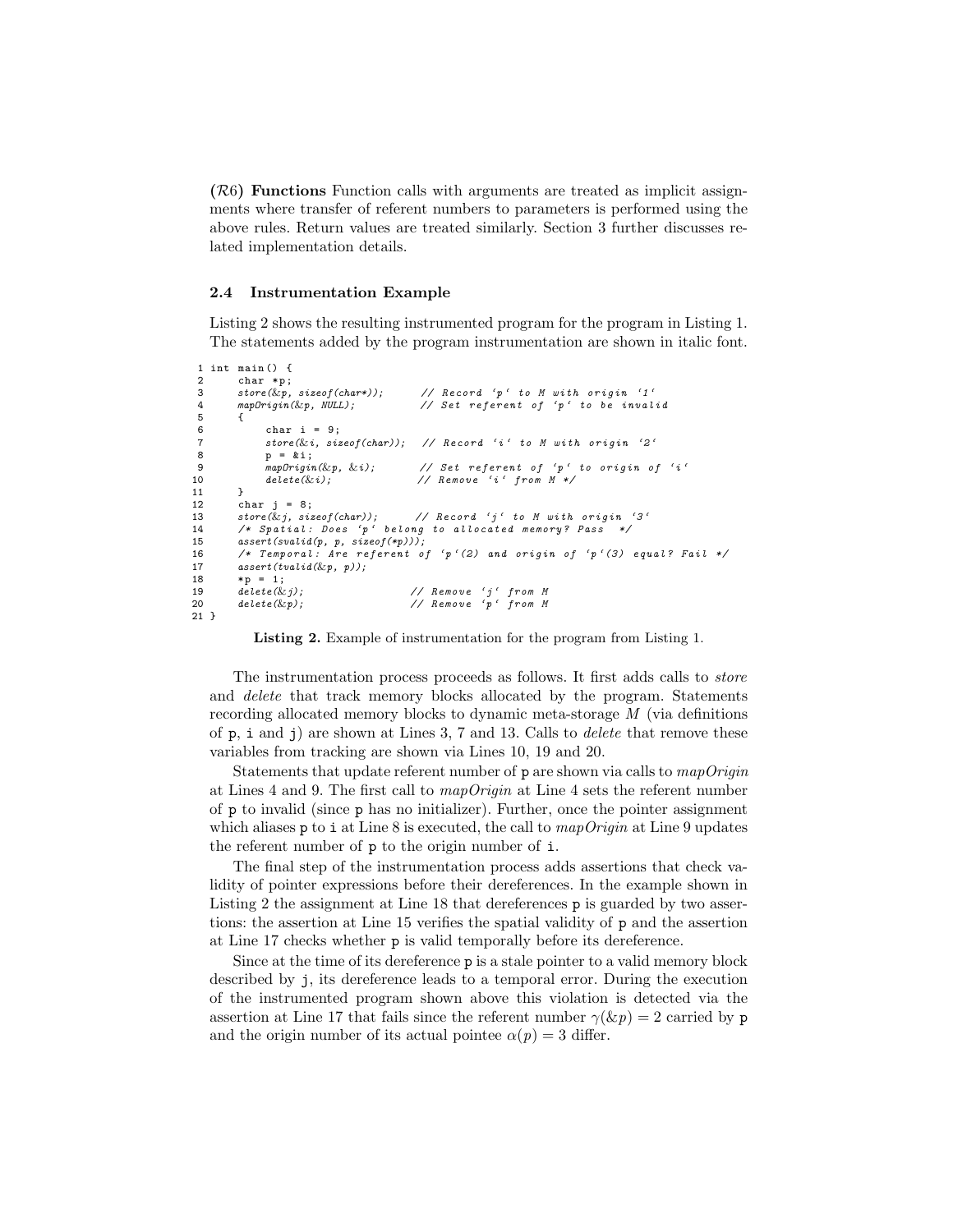($\mathcal{R}6$) **Functions** Function calls with arguments are treated as implicit assignments where transfer of referent numbers to parameters is performed using the above rules. Return values are treated similarly. Section 3 further discusses related implementation details.

### 2.4 Instrumentation Example

Listing 2 shows the resulting instrumented program for the program in Listing 1. The statements added by the program instrumentation are shown in italic font.

```
1 int main() {
2     char *p;
3     store(&p, sizeof(char*));      // Record 'p' to M with origin '1'
4     mapOrigin(&p, NULL);           // Set referent of 'p' to be invalid
5     {
6         char i = 9;
7         store(&i, sizeof(char));  // Record 'i' to M with origin '2'
8         p = &i;
9         mapOrigin(&p, &i);        // Set referent of 'p' to origin of 'i'
10        delete(&i);               // Remove 'i' from M */
11    }
12    char j = 8;
13    store(&j, sizeof(char));      // Record 'j' to M with origin '3'
14    /* Spatial: Does 'p' belong to allocated memory? Pass  */
15    assert(svalid(p, p, sizeof(*p)));
16    /* Temporal: Are referent of 'p'(2) and origin of 'p'(3) equal? Fail */
17    assert(tvalid(&p, p));
18    *p = 1;
19    delete(&j);                   // Remove 'j' from M
20    delete(&p);                   // Remove 'p' from M
21 }
```

**Listing 2.** Example of instrumentation for the program from Listing 1.

The instrumentation process proceeds as follows. It first adds calls to *store* and *delete* that track memory blocks allocated by the program. Statements recording allocated memory blocks to dynamic meta-storage $M$ (via definitions of `p`, `i` and `j`) are shown at Lines 3, 7 and 13. Calls to *delete* that remove these variables from tracking are shown via Lines 10, 19 and 20.

Statements that update referent number of `p` are shown via calls to *mapOrigin* at Lines 4 and 9. The first call to *mapOrigin* at Line 4 sets the referent number of `p` to invalid (since `p` has no initializer). Further, once the pointer assignment which aliases `p` to `i` at Line 8 is executed, the call to *mapOrigin* at Line 9 updates the referent number of `p` to the origin number of `i`.

The final step of the instrumentation process adds assertions that check validity of pointer expressions before their dereferences. In the example shown in Listing 2 the assignment at Line 18 that dereferences `p` is guarded by two assertions: the assertion at Line 15 verifies the spatial validity of `p` and the assertion at Line 17 checks whether `p` is valid temporally before its dereference.

Since at the time of its dereference `p` is a stale pointer to a valid memory block described by `j`, its dereference leads to a temporal error. During the execution of the instrumented program shown above this violation is detected via the assertion at Line 17 that fails since the referent number $\gamma(\&p) = 2$ carried by `p` and the origin number of its actual pointee $\alpha(p) = 3$ differ.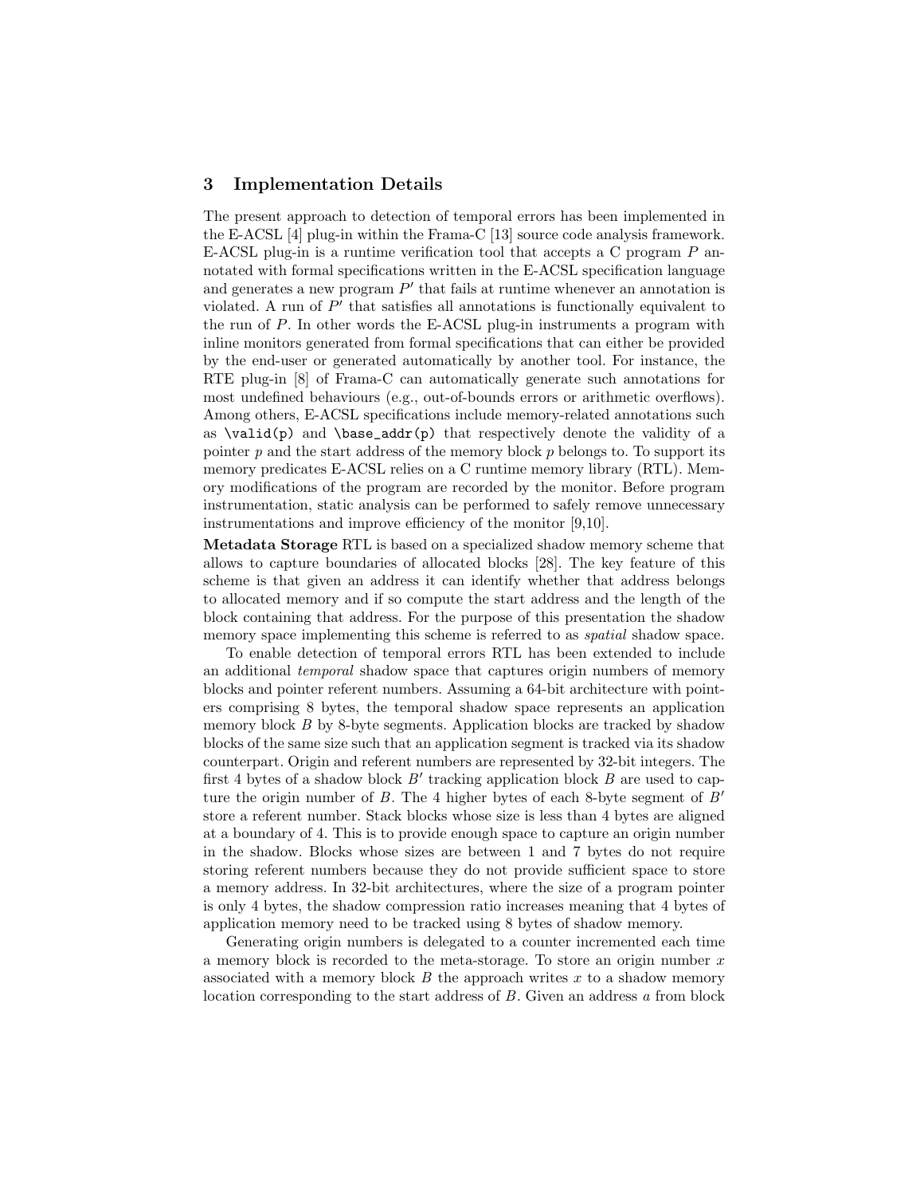## 3 Implementation Details

The present approach to detection of temporal errors has been implemented in the E-ACSL [4] plug-in within the Frama-C [13] source code analysis framework. E-ACSL plug-in is a runtime verification tool that accepts a C program $P$ annotated with formal specifications written in the E-ACSL specification language and generates a new program $P'$ that fails at runtime whenever an annotation is violated. A run of $P'$ that satisfies all annotations is functionally equivalent to the run of $P$. In other words the E-ACSL plug-in instruments a program with inline monitors generated from formal specifications that can either be provided by the end-user or generated automatically by another tool. For instance, the RTE plug-in [8] of Frama-C can automatically generate such annotations for most undefined behaviours (e.g., out-of-bounds errors or arithmetic overflows). Among others, E-ACSL specifications include memory-related annotations such as `\valid(p)` and `\base_addr(p)` that respectively denote the validity of a pointer $p$ and the start address of the memory block $p$ belongs to. To support its memory predicates E-ACSL relies on a C runtime memory library (RTL). Memory modifications of the program are recorded by the monitor. Before program instrumentation, static analysis can be performed to safely remove unnecessary instrumentations and improve efficiency of the monitor [9,10].

**Metadata Storage** RTL is based on a specialized shadow memory scheme that allows to capture boundaries of allocated blocks [28]. The key feature of this scheme is that given an address it can identify whether that address belongs to allocated memory and if so compute the start address and the length of the block containing that address. For the purpose of this presentation the shadow memory space implementing this scheme is referred to as *spatial* shadow space.

To enable detection of temporal errors RTL has been extended to include an additional *temporal* shadow space that captures origin numbers of memory blocks and pointer referent numbers. Assuming a 64-bit architecture with pointers comprising 8 bytes, the temporal shadow space represents an application memory block $B$ by 8-byte segments. Application blocks are tracked by shadow blocks of the same size such that an application segment is tracked via its shadow counterpart. Origin and referent numbers are represented by 32-bit integers. The first 4 bytes of a shadow block $B'$ tracking application block $B$ are used to capture the origin number of $B$. The 4 higher bytes of each 8-byte segment of $B'$ store a referent number. Stack blocks whose size is less than 4 bytes are aligned at a boundary of 4. This is to provide enough space to capture an origin number in the shadow. Blocks whose sizes are between 1 and 7 bytes do not require storing referent numbers because they do not provide sufficient space to store a memory address. In 32-bit architectures, where the size of a program pointer is only 4 bytes, the shadow compression ratio increases meaning that 4 bytes of application memory need to be tracked using 8 bytes of shadow memory.

Generating origin numbers is delegated to a counter incremented each time a memory block is recorded to the meta-storage. To store an origin number $x$ associated with a memory block $B$ the approach writes $x$ to a shadow memory location corresponding to the start address of $B$. Given an address $a$ from block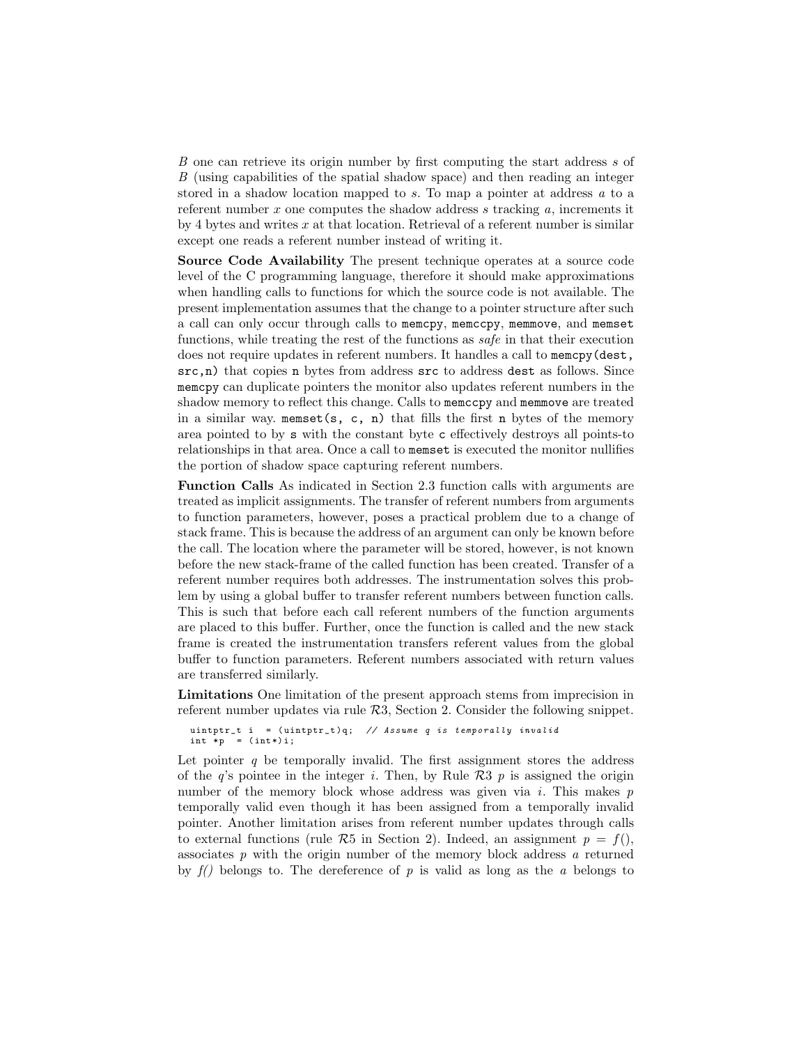$B$ one can retrieve its origin number by first computing the start address $s$ of $B$ (using capabilities of the spatial shadow space) and then reading an integer stored in a shadow location mapped to $s$. To map a pointer at address $a$ to a referent number $x$ one computes the shadow address $s$ tracking $a$, increments it by 4 bytes and writes $x$ at that location. Retrieval of a referent number is similar except one reads a referent number instead of writing it.

**Source Code Availability** The present technique operates at a source code level of the C programming language, therefore it should make approximations when handling calls to functions for which the source code is not available. The present implementation assumes that the change to a pointer structure after such a call can only occur through calls to `memcpy`, `memccpy`, `memmove`, and `memset` functions, while treating the rest of the functions as *safe* in that their execution does not require updates in referent numbers. It handles a call to `memcpy(dest, src,n)` that copies `n` bytes from address `src` to address `dest` as follows. Since `memcpy` can duplicate pointers the monitor also updates referent numbers in the shadow memory to reflect this change. Calls to `memccpy` and `memmove` are treated in a similar way. `memset(s, c, n)` that fills the first `n` bytes of the memory area pointed to by `s` with the constant byte `c` effectively destroys all points-to relationships in that area. Once a call to `memset` is executed the monitor nullifies the portion of shadow space capturing referent numbers.

**Function Calls** As indicated in Section 2.3 function calls with arguments are treated as implicit assignments. The transfer of referent numbers from arguments to function parameters, however, poses a practical problem due to a change of stack frame. This is because the address of an argument can only be known before the call. The location where the parameter will be stored, however, is not known before the new stack-frame of the called function has been created. Transfer of a referent number requires both addresses. The instrumentation solves this problem by using a global buffer to transfer referent numbers between function calls. This is such that before each call referent numbers of the function arguments are placed to this buffer. Further, once the function is called and the new stack frame is created the instrumentation transfers referent values from the global buffer to function parameters. Referent numbers associated with return values are transferred similarly.

**Limitations** One limitation of the present approach stems from imprecision in referent number updates via rule $\mathcal{R}3$, Section 2. Consider the following snippet.

```
uintptr_t i  = (uintptr_t)q;  // Assume q is temporally invalid
int *p  = (int*)i;
```

Let pointer $q$ be temporally invalid. The first assignment stores the address of the $q$'s pointee in the integer $i$. Then, by Rule $\mathcal{R}3$ $p$ is assigned the origin number of the memory block whose address was given via $i$. This makes $p$ temporally valid even though it has been assigned from a temporally invalid pointer. Another limitation arises from referent number updates through calls to external functions (rule $\mathcal{R}5$ in Section 2). Indeed, an assignment $p = f()$, associates $p$ with the origin number of the memory block address $a$ returned by *f()* belongs to. The dereference of $p$ is valid as long as the $a$ belongs to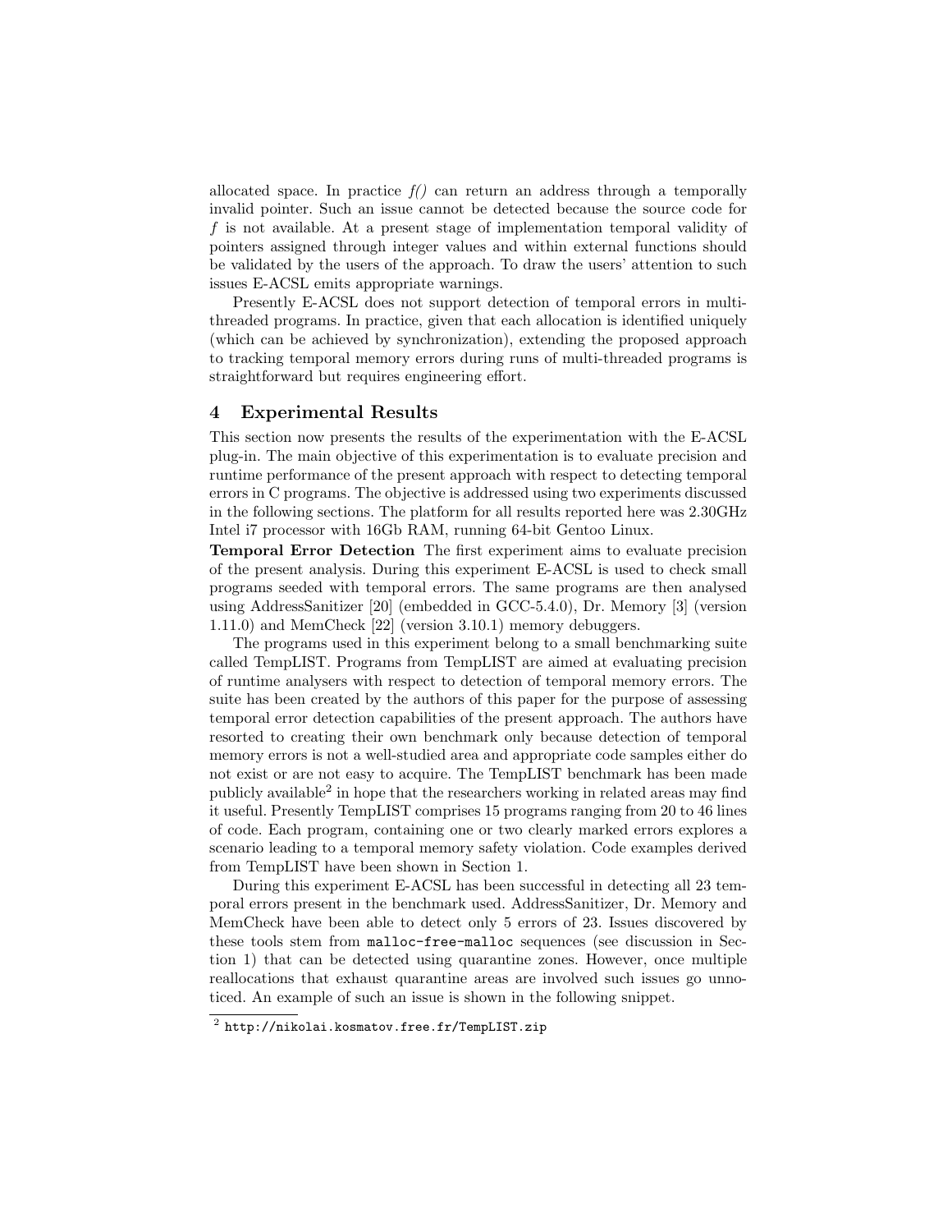allocated space. In practice *f()* can return an address through a temporally invalid pointer. Such an issue cannot be detected because the source code for *f* is not available. At a present stage of implementation temporal validity of pointers assigned through integer values and within external functions should be validated by the users of the approach. To draw the users' attention to such issues E-ACSL emits appropriate warnings.

Presently E-ACSL does not support detection of temporal errors in multi-threaded programs. In practice, given that each allocation is identified uniquely (which can be achieved by synchronization), extending the proposed approach to tracking temporal memory errors during runs of multi-threaded programs is straightforward but requires engineering effort.

## 4 Experimental Results

This section now presents the results of the experimentation with the E-ACSL plug-in. The main objective of this experimentation is to evaluate precision and runtime performance of the present approach with respect to detecting temporal errors in C programs. The objective is addressed using two experiments discussed in the following sections. The platform for all results reported here was 2.30GHz Intel i7 processor with 16Gb RAM, running 64-bit Gentoo Linux.

**Temporal Error Detection** The first experiment aims to evaluate precision of the present analysis. During this experiment E-ACSL is used to check small programs seeded with temporal errors. The same programs are then analysed using AddressSanitizer [20] (embedded in GCC-5.4.0), Dr. Memory [3] (version 1.11.0) and MemCheck [22] (version 3.10.1) memory debuggers.

The programs used in this experiment belong to a small benchmarking suite called TempLIST. Programs from TempLIST are aimed at evaluating precision of runtime analysers with respect to detection of temporal memory errors. The suite has been created by the authors of this paper for the purpose of assessing temporal error detection capabilities of the present approach. The authors have resorted to creating their own benchmark only because detection of temporal memory errors is not a well-studied area and appropriate code samples either do not exist or are not easy to acquire. The TempLIST benchmark has been made publicly available[2] in hope that the researchers working in related areas may find it useful. Presently TempLIST comprises 15 programs ranging from 20 to 46 lines of code. Each program, containing one or two clearly marked errors explores a scenario leading to a temporal memory safety violation. Code examples derived from TempLIST have been shown in Section 1.

During this experiment E-ACSL has been successful in detecting all 23 temporal errors present in the benchmark used. AddressSanitizer, Dr. Memory and MemCheck have been able to detect only 5 errors of 23. Issues discovered by these tools stem from `malloc-free-malloc` sequences (see discussion in Section 1) that can be detected using quarantine zones. However, once multiple reallocations that exhaust quarantine areas are involved such issues go unnoticed. An example of such an issue is shown in the following snippet.

[2] `http://nikolai.kosmatov.free.fr/TempLIST.zip`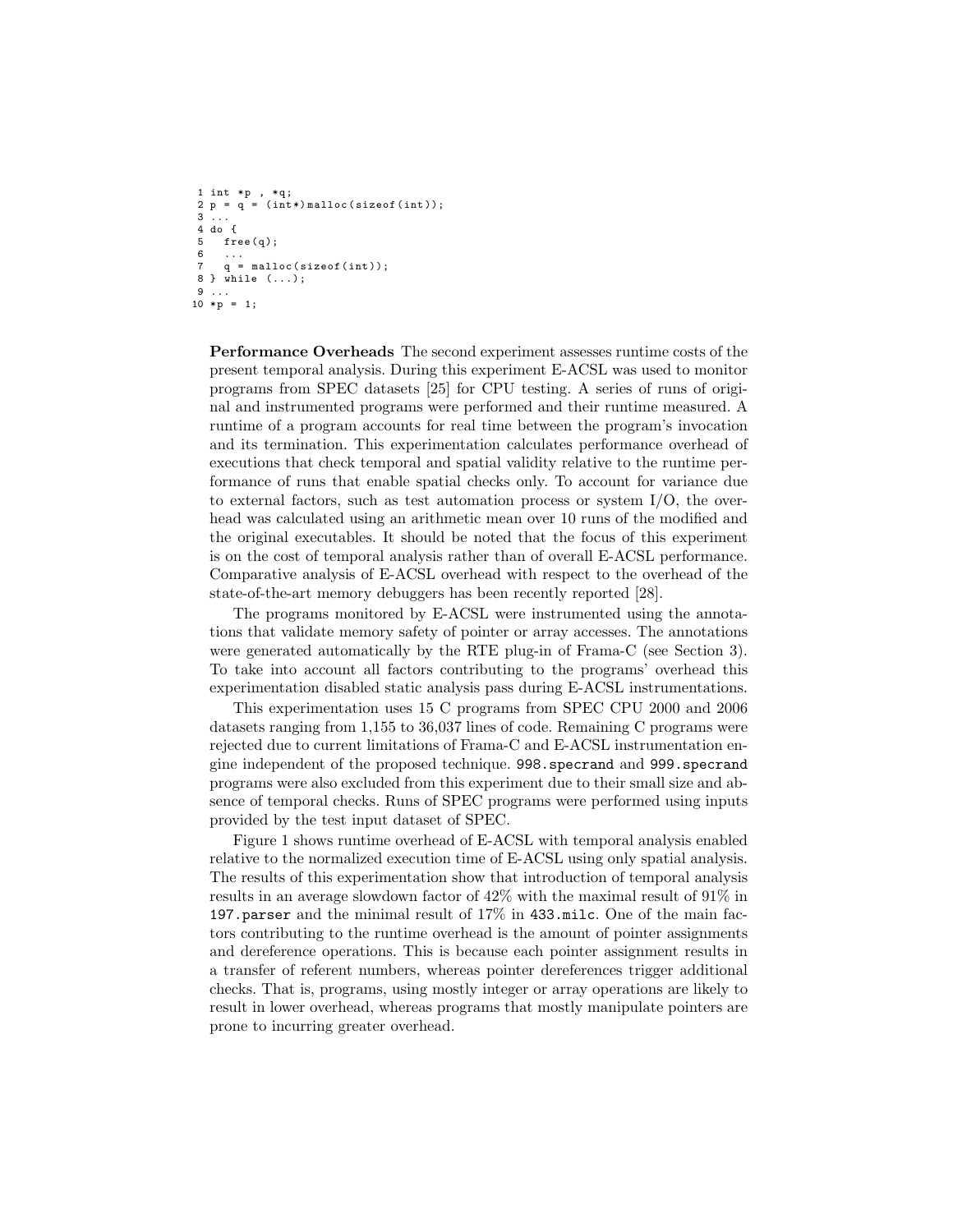```
1 int *p , *q;
2 p = q = (int*)malloc(sizeof(int));
3 ...
4 do {
5   free(q);
6   ...
7   q = malloc(sizeof(int));
8 } while (...);
9 ...
10 *p = 1;
```

**Performance Overheads** The second experiment assesses runtime costs of the present temporal analysis. During this experiment E-ACSL was used to monitor programs from SPEC datasets [25] for CPU testing. A series of runs of original and instrumented programs were performed and their runtime measured. A runtime of a program accounts for real time between the program's invocation and its termination. This experimentation calculates performance overhead of executions that check temporal and spatial validity relative to the runtime performance of runs that enable spatial checks only. To account for variance due to external factors, such as test automation process or system I/O, the overhead was calculated using an arithmetic mean over 10 runs of the modified and the original executables. It should be noted that the focus of this experiment is on the cost of temporal analysis rather than of overall E-ACSL performance. Comparative analysis of E-ACSL overhead with respect to the overhead of the state-of-the-art memory debuggers has been recently reported [28].

The programs monitored by E-ACSL were instrumented using the annotations that validate memory safety of pointer or array accesses. The annotations were generated automatically by the RTE plug-in of Frama-C (see Section 3). To take into account all factors contributing to the programs' overhead this experimentation disabled static analysis pass during E-ACSL instrumentations.

This experimentation uses 15 C programs from SPEC CPU 2000 and 2006 datasets ranging from 1,155 to 36,037 lines of code. Remaining C programs were rejected due to current limitations of Frama-C and E-ACSL instrumentation engine independent of the proposed technique. `998.specrand` and `999.specrand` programs were also excluded from this experiment due to their small size and absence of temporal checks. Runs of SPEC programs were performed using inputs provided by the test input dataset of SPEC.

Figure 1 shows runtime overhead of E-ACSL with temporal analysis enabled relative to the normalized execution time of E-ACSL using only spatial analysis. The results of this experimentation show that introduction of temporal analysis results in an average slowdown factor of 42% with the maximal result of 91% in `197.parser` and the minimal result of 17% in `433.milc`. One of the main factors contributing to the runtime overhead is the amount of pointer assignments and dereference operations. This is because each pointer assignment results in a transfer of referent numbers, whereas pointer dereferences trigger additional checks. That is, programs, using mostly integer or array operations are likely to result in lower overhead, whereas programs that mostly manipulate pointers are prone to incurring greater overhead.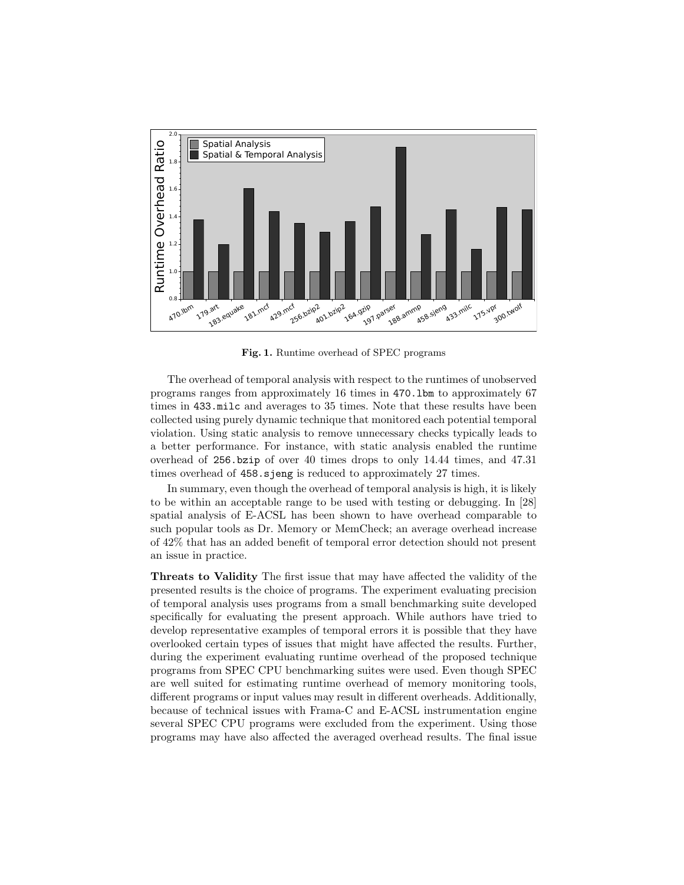Fig. 1. Runtime overhead of SPEC programs

The overhead of temporal analysis with respect to the runtimes of unobserved programs ranges from approximately 16 times in `470.lbm` to approximately 67 times in `433.milc` and averages to 35 times. Note that these results have been collected using purely dynamic technique that monitored each potential temporal violation. Using static analysis to remove unnecessary checks typically leads to a better performance. For instance, with static analysis enabled the runtime overhead of `256.bzip` of over 40 times drops to only 14.44 times, and 47.31 times overhead of `458.sjeng` is reduced to approximately 27 times.

In summary, even though the overhead of temporal analysis is high, it is likely to be within an acceptable range to be used with testing or debugging. In [28] spatial analysis of E-ACSL has been shown to have overhead comparable to such popular tools as Dr. Memory or MemCheck; an average overhead increase of 42% that has an added benefit of temporal error detection should not present an issue in practice.

**Threats to Validity** The first issue that may have affected the validity of the presented results is the choice of programs. The experiment evaluating precision of temporal analysis uses programs from a small benchmarking suite developed specifically for evaluating the present approach. While authors have tried to develop representative examples of temporal errors it is possible that they have overlooked certain types of issues that might have affected the results. Further, during the experiment evaluating runtime overhead of the proposed technique programs from SPEC CPU benchmarking suites were used. Even though SPEC are well suited for estimating runtime overhead of memory monitoring tools, different programs or input values may result in different overheads. Additionally, because of technical issues with Frama-C and E-ACSL instrumentation engine several SPEC CPU programs were excluded from the experiment. Using those programs may have also affected the averaged overhead results. The final issue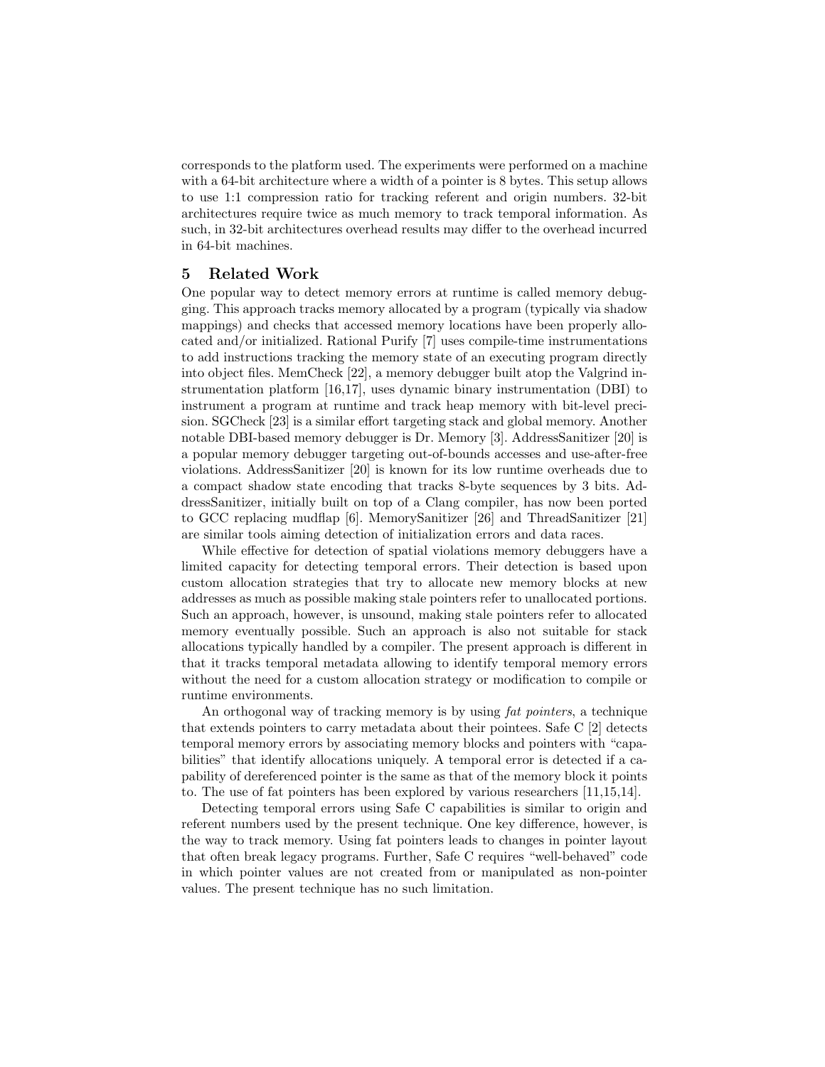corresponds to the platform used. The experiments were performed on a machine with a 64-bit architecture where a width of a pointer is 8 bytes. This setup allows to use 1:1 compression ratio for tracking referent and origin numbers. 32-bit architectures require twice as much memory to track temporal information. As such, in 32-bit architectures overhead results may differ to the overhead incurred in 64-bit machines.

## 5 Related Work

One popular way to detect memory errors at runtime is called memory debugging. This approach tracks memory allocated by a program (typically via shadow mappings) and checks that accessed memory locations have been properly allocated and/or initialized. Rational Purify [7] uses compile-time instrumentations to add instructions tracking the memory state of an executing program directly into object files. MemCheck [22], a memory debugger built atop the Valgrind instrumentation platform [16,17], uses dynamic binary instrumentation (DBI) to instrument a program at runtime and track heap memory with bit-level precision. SGCheck [23] is a similar effort targeting stack and global memory. Another notable DBI-based memory debugger is Dr. Memory [3]. AddressSanitizer [20] is a popular memory debugger targeting out-of-bounds accesses and use-after-free violations. AddressSanitizer [20] is known for its low runtime overheads due to a compact shadow state encoding that tracks 8-byte sequences by 3 bits. AddressSanitizer, initially built on top of a Clang compiler, has now been ported to GCC replacing mudflap [6]. MemorySanitizer [26] and ThreadSanitizer [21] are similar tools aiming detection of initialization errors and data races.

While effective for detection of spatial violations memory debuggers have a limited capacity for detecting temporal errors. Their detection is based upon custom allocation strategies that try to allocate new memory blocks at new addresses as much as possible making stale pointers refer to unallocated portions. Such an approach, however, is unsound, making stale pointers refer to allocated memory eventually possible. Such an approach is also not suitable for stack allocations typically handled by a compiler. The present approach is different in that it tracks temporal metadata allowing to identify temporal memory errors without the need for a custom allocation strategy or modification to compile or runtime environments.

An orthogonal way of tracking memory is by using *fat pointers*, a technique that extends pointers to carry metadata about their pointees. Safe C [2] detects temporal memory errors by associating memory blocks and pointers with "capabilities" that identify allocations uniquely. A temporal error is detected if a capability of dereferenced pointer is the same as that of the memory block it points to. The use of fat pointers has been explored by various researchers [11,15,14].

Detecting temporal errors using Safe C capabilities is similar to origin and referent numbers used by the present technique. One key difference, however, is the way to track memory. Using fat pointers leads to changes in pointer layout that often break legacy programs. Further, Safe C requires "well-behaved" code in which pointer values are not created from or manipulated as non-pointer values. The present technique has no such limitation.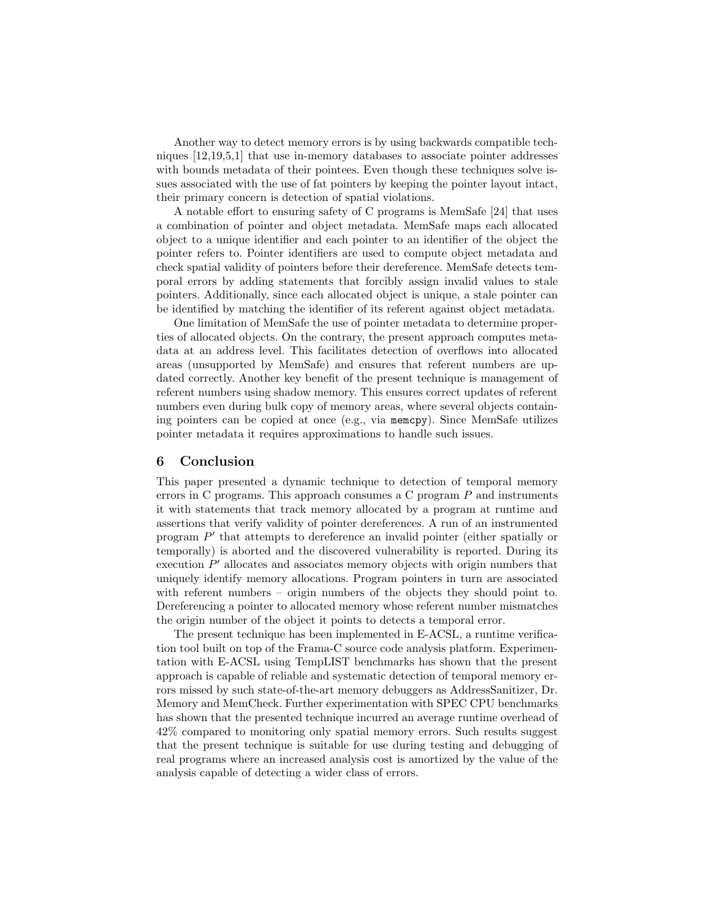Another way to detect memory errors is by using backwards compatible techniques [12,19,5,1] that use in-memory databases to associate pointer addresses with bounds metadata of their pointees. Even though these techniques solve issues associated with the use of fat pointers by keeping the pointer layout intact, their primary concern is detection of spatial violations.

A notable effort to ensuring safety of C programs is MemSafe [24] that uses a combination of pointer and object metadata. MemSafe maps each allocated object to a unique identifier and each pointer to an identifier of the object the pointer refers to. Pointer identifiers are used to compute object metadata and check spatial validity of pointers before their dereference. MemSafe detects temporal errors by adding statements that forcibly assign invalid values to stale pointers. Additionally, since each allocated object is unique, a stale pointer can be identified by matching the identifier of its referent against object metadata.

One limitation of MemSafe the use of pointer metadata to determine properties of allocated objects. On the contrary, the present approach computes metadata at an address level. This facilitates detection of overflows into allocated areas (unsupported by MemSafe) and ensures that referent numbers are updated correctly. Another key benefit of the present technique is management of referent numbers using shadow memory. This ensures correct updates of referent numbers even during bulk copy of memory areas, where several objects containing pointers can be copied at once (e.g., via `memcpy`). Since MemSafe utilizes pointer metadata it requires approximations to handle such issues.

## 6 Conclusion

This paper presented a dynamic technique to detection of temporal memory errors in C programs. This approach consumes a C program $P$ and instruments it with statements that track memory allocated by a program at runtime and assertions that verify validity of pointer dereferences. A run of an instrumented program $P'$ that attempts to dereference an invalid pointer (either spatially or temporally) is aborted and the discovered vulnerability is reported. During its execution $P'$ allocates and associates memory objects with origin numbers that uniquely identify memory allocations. Program pointers in turn are associated with referent numbers – origin numbers of the objects they should point to. Dereferencing a pointer to allocated memory whose referent number mismatches the origin number of the object it points to detects a temporal error.

The present technique has been implemented in E-ACSL, a runtime verification tool built on top of the Frama-C source code analysis platform. Experimentation with E-ACSL using TempLIST benchmarks has shown that the present approach is capable of reliable and systematic detection of temporal memory errors missed by such state-of-the-art memory debuggers as AddressSanitizer, Dr. Memory and MemCheck. Further experimentation with SPEC CPU benchmarks has shown that the presented technique incurred an average runtime overhead of 42% compared to monitoring only spatial memory errors. Such results suggest that the present technique is suitable for use during testing and debugging of real programs where an increased analysis cost is amortized by the value of the analysis capable of detecting a wider class of errors.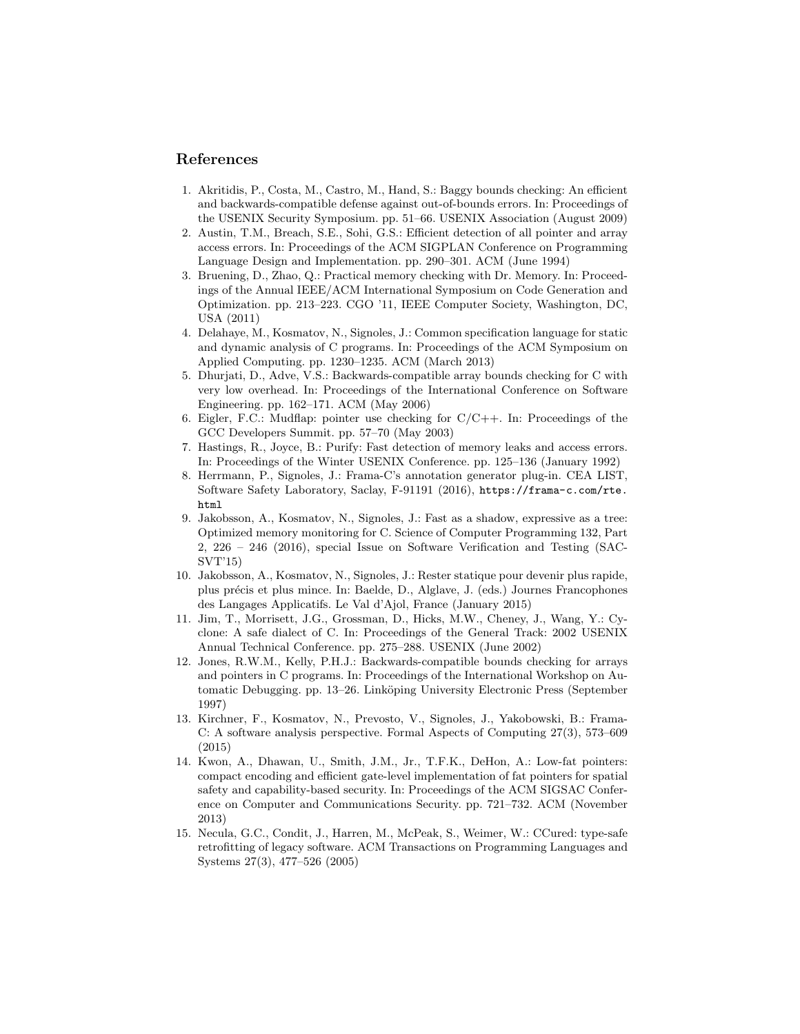## References

1. Akritidis, P., Costa, M., Castro, M., Hand, S.: Baggy bounds checking: An efficient and backwards-compatible defense against out-of-bounds errors. In: Proceedings of the USENIX Security Symposium. pp. 51–66. USENIX Association (August 2009)
2. Austin, T.M., Breach, S.E., Sohi, G.S.: Efficient detection of all pointer and array access errors. In: Proceedings of the ACM SIGPLAN Conference on Programming Language Design and Implementation. pp. 290–301. ACM (June 1994)
3. Bruening, D., Zhao, Q.: Practical memory checking with Dr. Memory. In: Proceedings of the Annual IEEE/ACM International Symposium on Code Generation and Optimization. pp. 213–223. CGO '11, IEEE Computer Society, Washington, DC, USA (2011)
4. Delahaye, M., Kosmatov, N., Signoles, J.: Common specification language for static and dynamic analysis of C programs. In: Proceedings of the ACM Symposium on Applied Computing. pp. 1230–1235. ACM (March 2013)
5. Dhurjati, D., Adve, V.S.: Backwards-compatible array bounds checking for C with very low overhead. In: Proceedings of the International Conference on Software Engineering. pp. 162–171. ACM (May 2006)
6. Eigler, F.C.: Mudflap: pointer use checking for C/C++. In: Proceedings of the GCC Developers Summit. pp. 57–70 (May 2003)
7. Hastings, R., Joyce, B.: Purify: Fast detection of memory leaks and access errors. In: Proceedings of the Winter USENIX Conference. pp. 125–136 (January 1992)
8. Herrmann, P., Signoles, J.: Frama-C's annotation generator plug-in. CEA LIST, Software Safety Laboratory, Saclay, F-91191 (2016), `https://frama-c.com/rte.html`
9. Jakobsson, A., Kosmatov, N., Signoles, J.: Fast as a shadow, expressive as a tree: Optimized memory monitoring for C. Science of Computer Programming 132, Part 2, 226 – 246 (2016), special Issue on Software Verification and Testing (SAC-SVT'15)
10. Jakobsson, A., Kosmatov, N., Signoles, J.: Rester statique pour devenir plus rapide, plus précis et plus mince. In: Baelde, D., Alglave, J. (eds.) Journes Francophones des Langages Applicatifs. Le Val d'Ajol, France (January 2015)
11. Jim, T., Morrisett, J.G., Grossman, D., Hicks, M.W., Cheney, J., Wang, Y.: Cyclone: A safe dialect of C. In: Proceedings of the General Track: 2002 USENIX Annual Technical Conference. pp. 275–288. USENIX (June 2002)
12. Jones, R.W.M., Kelly, P.H.J.: Backwards-compatible bounds checking for arrays and pointers in C programs. In: Proceedings of the International Workshop on Automatic Debugging. pp. 13–26. Linköping University Electronic Press (September 1997)
13. Kirchner, F., Kosmatov, N., Prevosto, V., Signoles, J., Yakobowski, B.: Frama-C: A software analysis perspective. Formal Aspects of Computing 27(3), 573–609 (2015)
14. Kwon, A., Dhawan, U., Smith, J.M., Jr., T.F.K., DeHon, A.: Low-fat pointers: compact encoding and efficient gate-level implementation of fat pointers for spatial safety and capability-based security. In: Proceedings of the ACM SIGSAC Conference on Computer and Communications Security. pp. 721–732. ACM (November 2013)
15. Necula, G.C., Condit, J., Harren, M., McPeak, S., Weimer, W.: CCured: type-safe retrofitting of legacy software. ACM Transactions on Programming Languages and Systems 27(3), 477–526 (2005)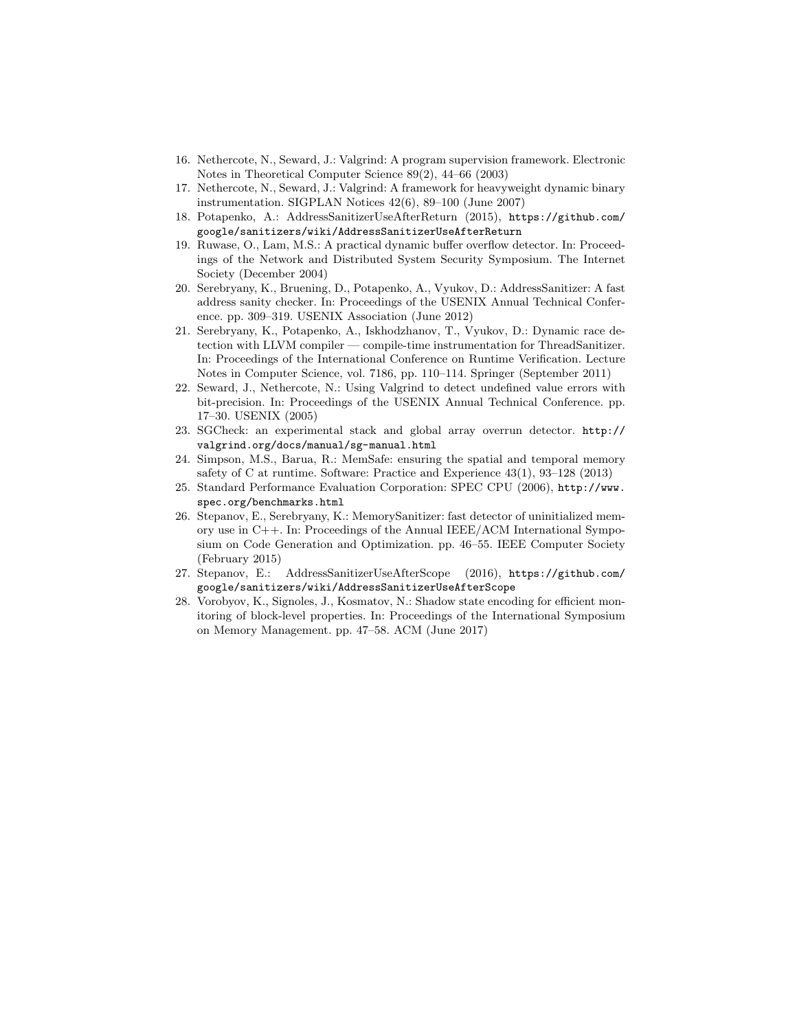16. Nethercote, N., Seward, J.: Valgrind: A program supervision framework. Electronic Notes in Theoretical Computer Science 89(2), 44–66 (2003)
17. Nethercote, N., Seward, J.: Valgrind: A framework for heavyweight dynamic binary instrumentation. SIGPLAN Notices 42(6), 89–100 (June 2007)
18. Potapenko, A.: AddressSanitizerUseAfterReturn (2015), `https://github.com/google/sanitizers/wiki/AddressSanitizerUseAfterReturn`
19. Ruwase, O., Lam, M.S.: A practical dynamic buffer overflow detector. In: Proceedings of the Network and Distributed System Security Symposium. The Internet Society (December 2004)
20. Serebryany, K., Bruening, D., Potapenko, A., Vyukov, D.: AddressSanitizer: A fast address sanity checker. In: Proceedings of the USENIX Annual Technical Conference. pp. 309–319. USENIX Association (June 2012)
21. Serebryany, K., Potapenko, A., Iskhodzhanov, T., Vyukov, D.: Dynamic race detection with LLVM compiler — compile-time instrumentation for ThreadSanitizer. In: Proceedings of the International Conference on Runtime Verification. Lecture Notes in Computer Science, vol. 7186, pp. 110–114. Springer (September 2011)
22. Seward, J., Nethercote, N.: Using Valgrind to detect undefined value errors with bit-precision. In: Proceedings of the USENIX Annual Technical Conference. pp. 17–30. USENIX (2005)
23. SGCheck: an experimental stack and global array overrun detector. `http://valgrind.org/docs/manual/sg-manual.html`
24. Simpson, M.S., Barua, R.: MemSafe: ensuring the spatial and temporal memory safety of C at runtime. Software: Practice and Experience 43(1), 93–128 (2013)
25. Standard Performance Evaluation Corporation: SPEC CPU (2006), `http://www.spec.org/benchmarks.html`
26. Stepanov, E., Serebryany, K.: MemorySanitizer: fast detector of uninitialized memory use in C++. In: Proceedings of the Annual IEEE/ACM International Symposium on Code Generation and Optimization. pp. 46–55. IEEE Computer Society (February 2015)
27. Stepanov, E.: AddressSanitizerUseAfterScope (2016), `https://github.com/google/sanitizers/wiki/AddressSanitizerUseAfterScope`
28. Vorobyov, K., Signoles, J., Kosmatov, N.: Shadow state encoding for efficient monitoring of block-level properties. In: Proceedings of the International Symposium on Memory Management. pp. 47–58. ACM (June 2017)